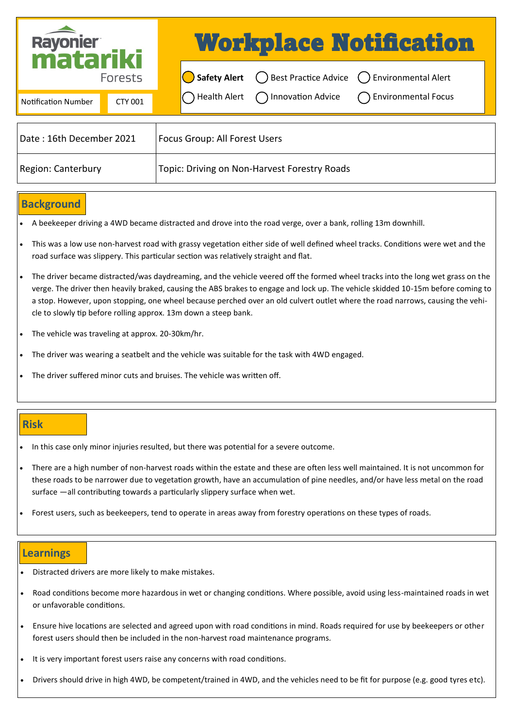Rayonier matariki Forests

# Workplace Notification

Notification Number: CTY 001

- [x] **Safety Alert**
- [ ] Best Practice Advice
- [ ] Environmental Alert
- [ ] Health Alert
- [ ] Innovation Advice
- [ ] Environmental Focus

| Date : 16th December 2021 | Focus Group: All Forest Users |
|---|---|
| Region: Canterbury | Topic: Driving on Non-Harvest Forestry Roads |

## Background

- A beekeeper driving a 4WD became distracted and drove into the road verge, over a bank, rolling 13m downhill.
- This was a low use non-harvest road with grassy vegetation either side of well defined wheel tracks. Conditions were wet and the road surface was slippery. This particular section was relatively straight and flat.
- The driver became distracted/was daydreaming, and the vehicle veered off the formed wheel tracks into the long wet grass on the verge. The driver then heavily braked, causing the ABS brakes to engage and lock up. The vehicle skidded 10-15m before coming to a stop. However, upon stopping, one wheel became perched over an old culvert outlet where the road narrows, causing the vehicle to slowly tip before rolling approx. 13m down a steep bank.
- The vehicle was traveling at approx. 20-30km/hr.
- The driver was wearing a seatbelt and the vehicle was suitable for the task with 4WD engaged.
- The driver suffered minor cuts and bruises. The vehicle was written off.

## Risk

- In this case only minor injuries resulted, but there was potential for a severe outcome.
- There are a high number of non-harvest roads within the estate and these are often less well maintained. It is not uncommon for these roads to be narrower due to vegetation growth, have an accumulation of pine needles, and/or have less metal on the road surface —all contributing towards a particularly slippery surface when wet.
- Forest users, such as beekeepers, tend to operate in areas away from forestry operations on these types of roads.

## Learnings

- Distracted drivers are more likely to make mistakes.
- Road conditions become more hazardous in wet or changing conditions. Where possible, avoid using less-maintained roads in wet or unfavorable conditions.
- Ensure hive locations are selected and agreed upon with road conditions in mind. Roads required for use by beekeepers or other forest users should then be included in the non-harvest road maintenance programs.
- It is very important forest users raise any concerns with road conditions.
- Drivers should drive in high 4WD, be competent/trained in 4WD, and the vehicles need to be fit for purpose (e.g. good tyres etc).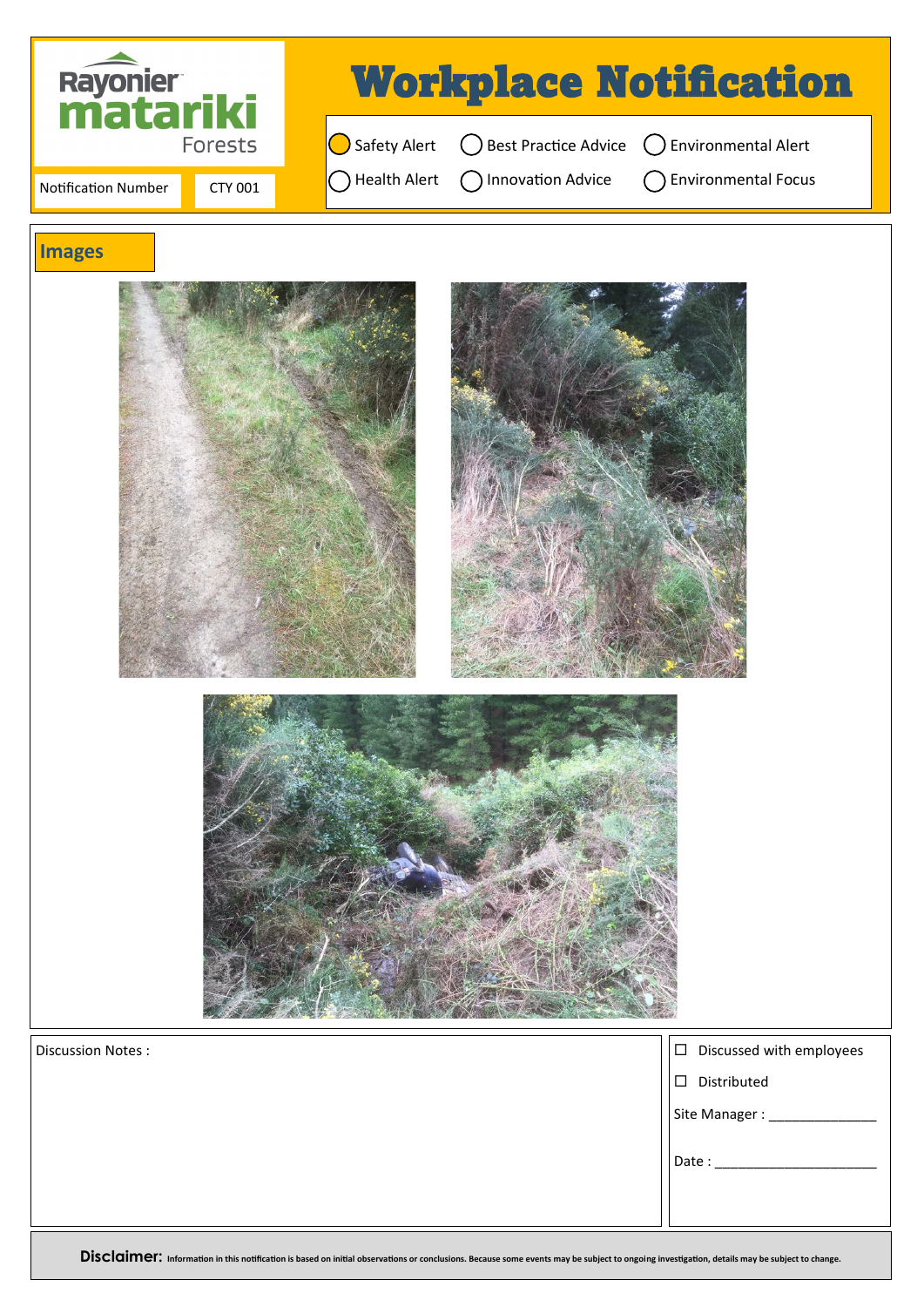Rayonier matariki Forests

# Workplace Notification

- ◉ Safety Alert
- ○ Best Practice Advice
- ○ Environmental Alert
- ○ Health Alert
- ○ Innovation Advice
- ○ Environmental Focus

| Notification Number | CTY 001 |
|---|---|

## Images

| Discussion Notes : | ☐ Discussed with employees<br>☐ Distributed<br>Site Manager : ______________<br>Date : _____________________ |
|---|---|

**Disclaimer:** Information in this notification is based on initial observations or conclusions. Because some events may be subject to ongoing investigation, details may be subject to change.